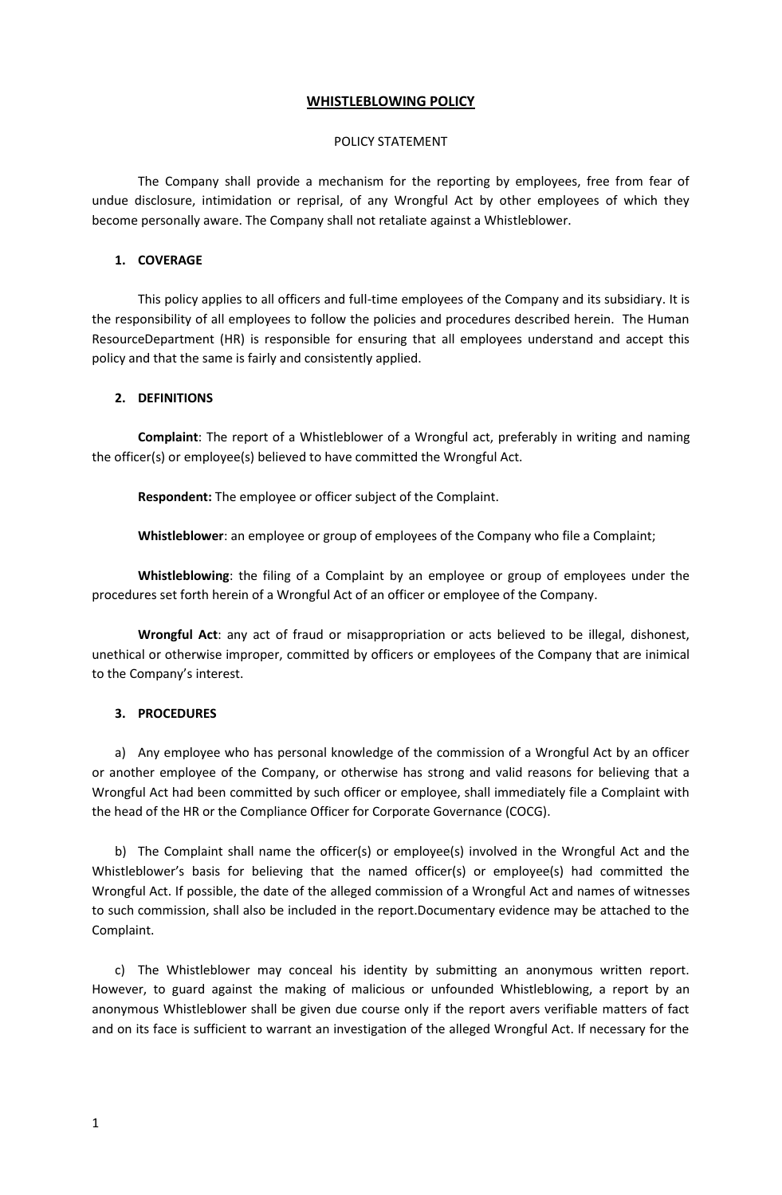# WHISTLEBLOWING POLICY

POLICY STATEMENT

The Company shall provide a mechanism for the reporting by employees, free from fear of undue disclosure, intimidation or reprisal, of any Wrongful Act by other employees of which they become personally aware. The Company shall not retaliate against a Whistleblower.

## 1. COVERAGE

This policy applies to all officers and full-time employees of the Company and its subsidiary. It is the responsibility of all employees to follow the policies and procedures described herein. The Human ResourceDepartment (HR) is responsible for ensuring that all employees understand and accept this policy and that the same is fairly and consistently applied.

## 2. DEFINITIONS

**Complaint**: The report of a Whistleblower of a Wrongful act, preferably in writing and naming the officer(s) or employee(s) believed to have committed the Wrongful Act.

**Respondent:** The employee or officer subject of the Complaint.

**Whistleblower**: an employee or group of employees of the Company who file a Complaint;

**Whistleblowing**: the filing of a Complaint by an employee or group of employees under the procedures set forth herein of a Wrongful Act of an officer or employee of the Company.

**Wrongful Act**: any act of fraud or misappropriation or acts believed to be illegal, dishonest, unethical or otherwise improper, committed by officers or employees of the Company that are inimical to the Company's interest.

## 3. PROCEDURES

a) Any employee who has personal knowledge of the commission of a Wrongful Act by an officer or another employee of the Company, or otherwise has strong and valid reasons for believing that a Wrongful Act had been committed by such officer or employee, shall immediately file a Complaint with the head of the HR or the Compliance Officer for Corporate Governance (COCG).

b) The Complaint shall name the officer(s) or employee(s) involved in the Wrongful Act and the Whistleblower's basis for believing that the named officer(s) or employee(s) had committed the Wrongful Act. If possible, the date of the alleged commission of a Wrongful Act and names of witnesses to such commission, shall also be included in the report.Documentary evidence may be attached to the Complaint.

c) The Whistleblower may conceal his identity by submitting an anonymous written report. However, to guard against the making of malicious or unfounded Whistleblowing, a report by an anonymous Whistleblower shall be given due course only if the report avers verifiable matters of fact and on its face is sufficient to warrant an investigation of the alleged Wrongful Act. If necessary for the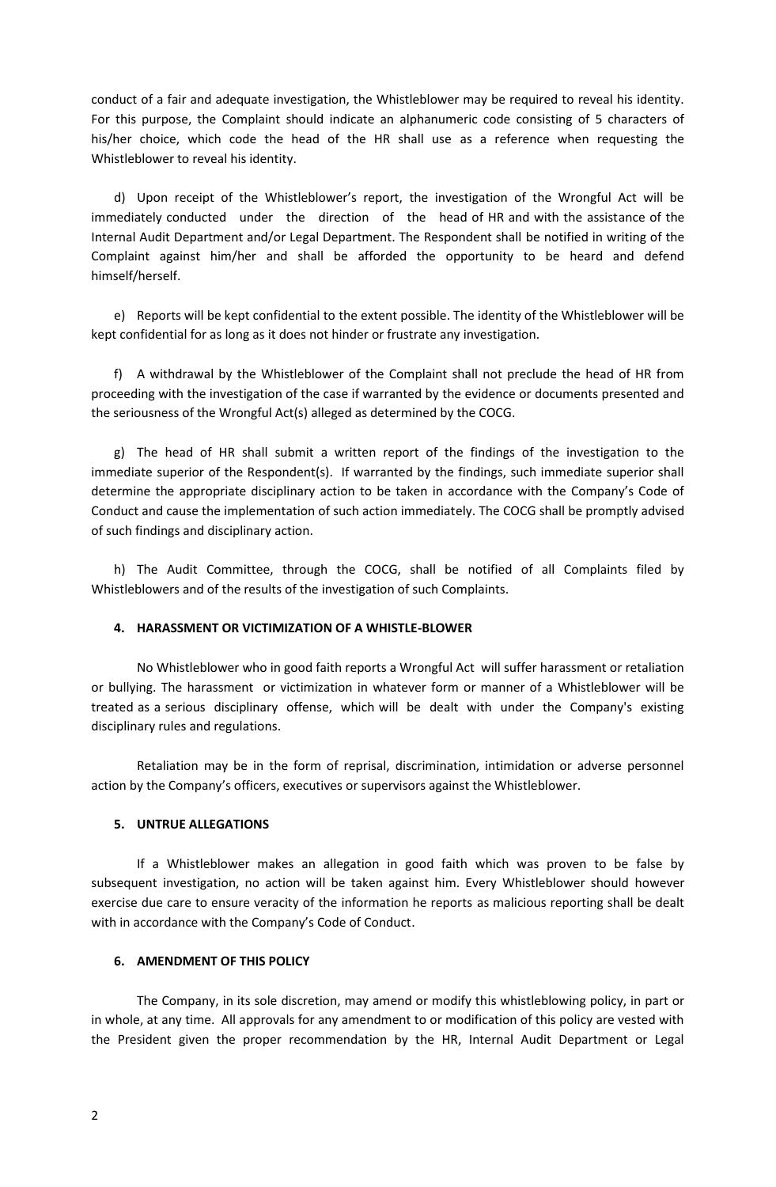conduct of a fair and adequate investigation, the Whistleblower may be required to reveal his identity. For this purpose, the Complaint should indicate an alphanumeric code consisting of 5 characters of his/her choice, which code the head of the HR shall use as a reference when requesting the Whistleblower to reveal his identity.

d) Upon receipt of the Whistleblower's report, the investigation of the Wrongful Act will be immediately conducted under the direction of the head of HR and with the assistance of the Internal Audit Department and/or Legal Department. The Respondent shall be notified in writing of the Complaint against him/her and shall be afforded the opportunity to be heard and defend himself/herself.

e) Reports will be kept confidential to the extent possible. The identity of the Whistleblower will be kept confidential for as long as it does not hinder or frustrate any investigation.

f) A withdrawal by the Whistleblower of the Complaint shall not preclude the head of HR from proceeding with the investigation of the case if warranted by the evidence or documents presented and the seriousness of the Wrongful Act(s) alleged as determined by the COCG.

g) The head of HR shall submit a written report of the findings of the investigation to the immediate superior of the Respondent(s). If warranted by the findings, such immediate superior shall determine the appropriate disciplinary action to be taken in accordance with the Company's Code of Conduct and cause the implementation of such action immediately. The COCG shall be promptly advised of such findings and disciplinary action.

h) The Audit Committee, through the COCG, shall be notified of all Complaints filed by Whistleblowers and of the results of the investigation of such Complaints.

#### 4. HARASSMENT OR VICTIMIZATION OF A WHISTLE-BLOWER

No Whistleblower who in good faith reports a Wrongful Act will suffer harassment or retaliation or bullying. The harassment or victimization in whatever form or manner of a Whistleblower will be treated as a serious disciplinary offense, which will be dealt with under the Company's existing disciplinary rules and regulations.

Retaliation may be in the form of reprisal, discrimination, intimidation or adverse personnel action by the Company's officers, executives or supervisors against the Whistleblower.

#### 5. UNTRUE ALLEGATIONS

If a Whistleblower makes an allegation in good faith which was proven to be false by subsequent investigation, no action will be taken against him. Every Whistleblower should however exercise due care to ensure veracity of the information he reports as malicious reporting shall be dealt with in accordance with the Company's Code of Conduct.

#### 6. AMENDMENT OF THIS POLICY

The Company, in its sole discretion, may amend or modify this whistleblowing policy, in part or in whole, at any time. All approvals for any amendment to or modification of this policy are vested with the President given the proper recommendation by the HR, Internal Audit Department or Legal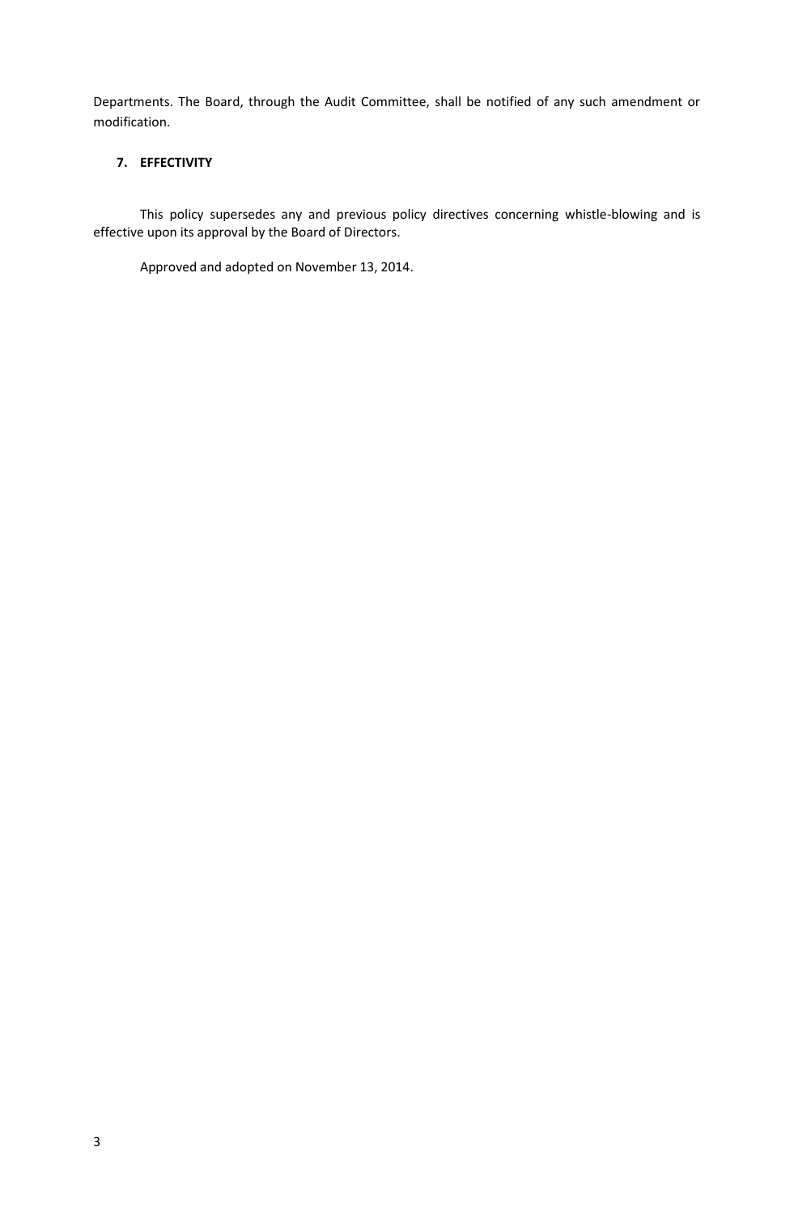Departments. The Board, through the Audit Committee, shall be notified of any such amendment or modification.

## 7. EFFECTIVITY

This policy supersedes any and previous policy directives concerning whistle-blowing and is effective upon its approval by the Board of Directors.

Approved and adopted on November 13, 2014.